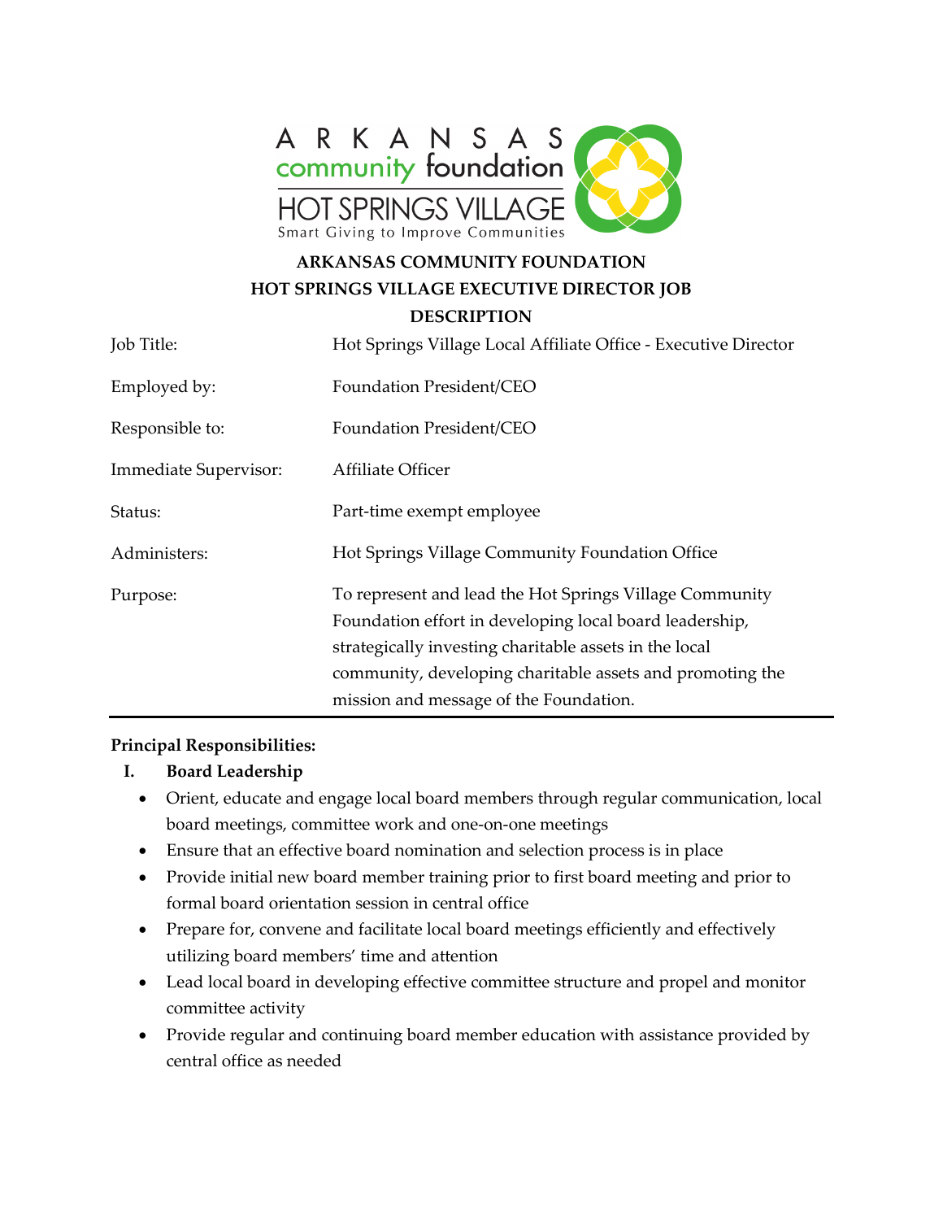# ARKANSAS COMMUNITY FOUNDATION
## HOT SPRINGS VILLAGE EXECUTIVE DIRECTOR JOB DESCRIPTION

| | |
|---|---|
| Job Title: | Hot Springs Village Local Affiliate Office - Executive Director |
| Employed by: | Foundation President/CEO |
| Responsible to: | Foundation President/CEO |
| Immediate Supervisor: | Affiliate Officer |
| Status: | Part-time exempt employee |
| Administers: | Hot Springs Village Community Foundation Office |
| Purpose: | To represent and lead the Hot Springs Village Community Foundation effort in developing local board leadership, strategically investing charitable assets in the local community, developing charitable assets and promoting the mission and message of the Foundation. |

**Principal Responsibilities:**

**I. Board Leadership**

- Orient, educate and engage local board members through regular communication, local board meetings, committee work and one-on-one meetings
- Ensure that an effective board nomination and selection process is in place
- Provide initial new board member training prior to first board meeting and prior to formal board orientation session in central office
- Prepare for, convene and facilitate local board meetings efficiently and effectively utilizing board members' time and attention
- Lead local board in developing effective committee structure and propel and monitor committee activity
- Provide regular and continuing board member education with assistance provided by central office as needed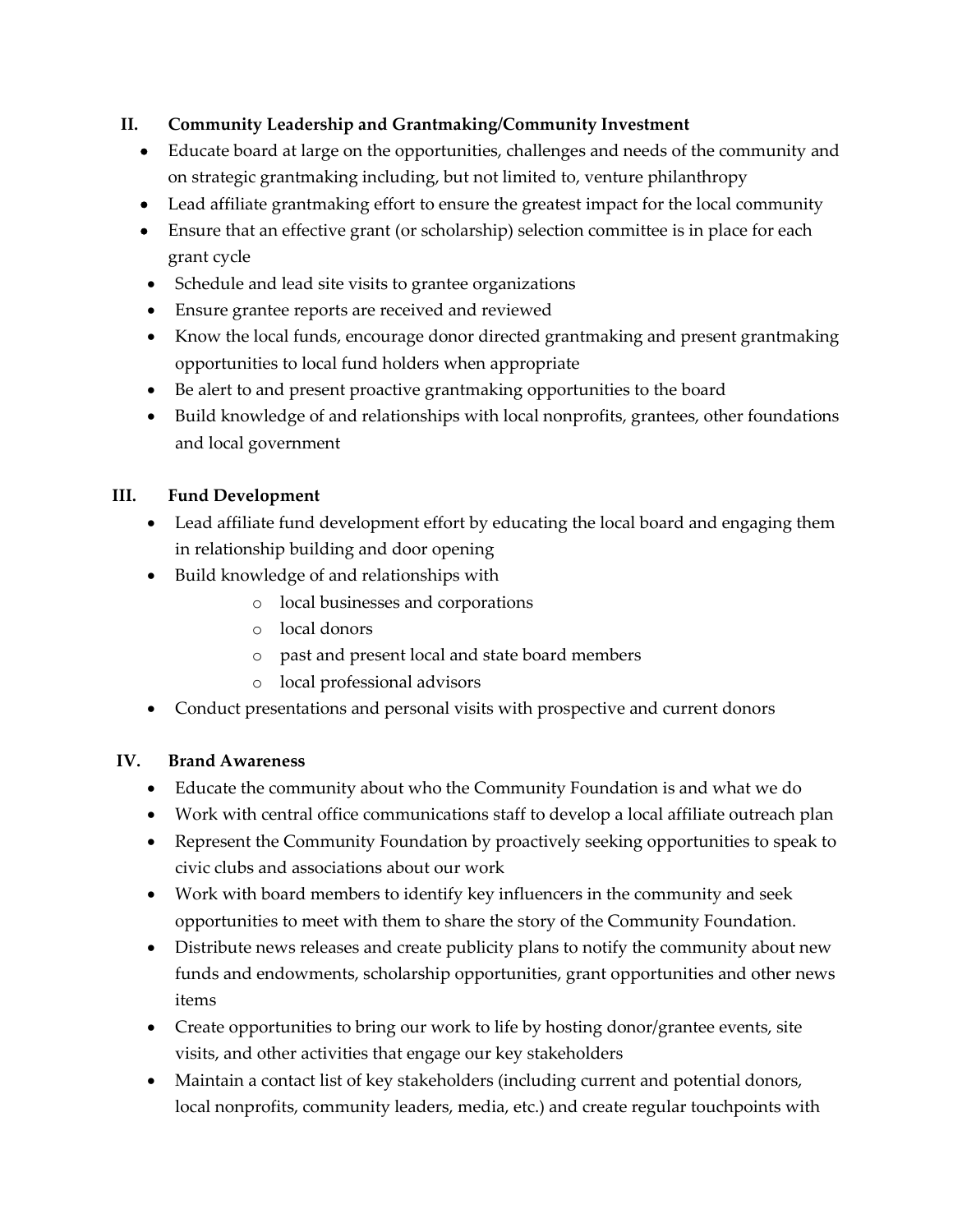## II. Community Leadership and Grantmaking/Community Investment

- Educate board at large on the opportunities, challenges and needs of the community and on strategic grantmaking including, but not limited to, venture philanthropy
- Lead affiliate grantmaking effort to ensure the greatest impact for the local community
- Ensure that an effective grant (or scholarship) selection committee is in place for each grant cycle
- Schedule and lead site visits to grantee organizations
- Ensure grantee reports are received and reviewed
- Know the local funds, encourage donor directed grantmaking and present grantmaking opportunities to local fund holders when appropriate
- Be alert to and present proactive grantmaking opportunities to the board
- Build knowledge of and relationships with local nonprofits, grantees, other foundations and local government

## III. Fund Development

- Lead affiliate fund development effort by educating the local board and engaging them in relationship building and door opening
- Build knowledge of and relationships with
  - local businesses and corporations
  - local donors
  - past and present local and state board members
  - local professional advisors
- Conduct presentations and personal visits with prospective and current donors

## IV. Brand Awareness

- Educate the community about who the Community Foundation is and what we do
- Work with central office communications staff to develop a local affiliate outreach plan
- Represent the Community Foundation by proactively seeking opportunities to speak to civic clubs and associations about our work
- Work with board members to identify key influencers in the community and seek opportunities to meet with them to share the story of the Community Foundation.
- Distribute news releases and create publicity plans to notify the community about new funds and endowments, scholarship opportunities, grant opportunities and other news items
- Create opportunities to bring our work to life by hosting donor/grantee events, site visits, and other activities that engage our key stakeholders
- Maintain a contact list of key stakeholders (including current and potential donors, local nonprofits, community leaders, media, etc.) and create regular touchpoints with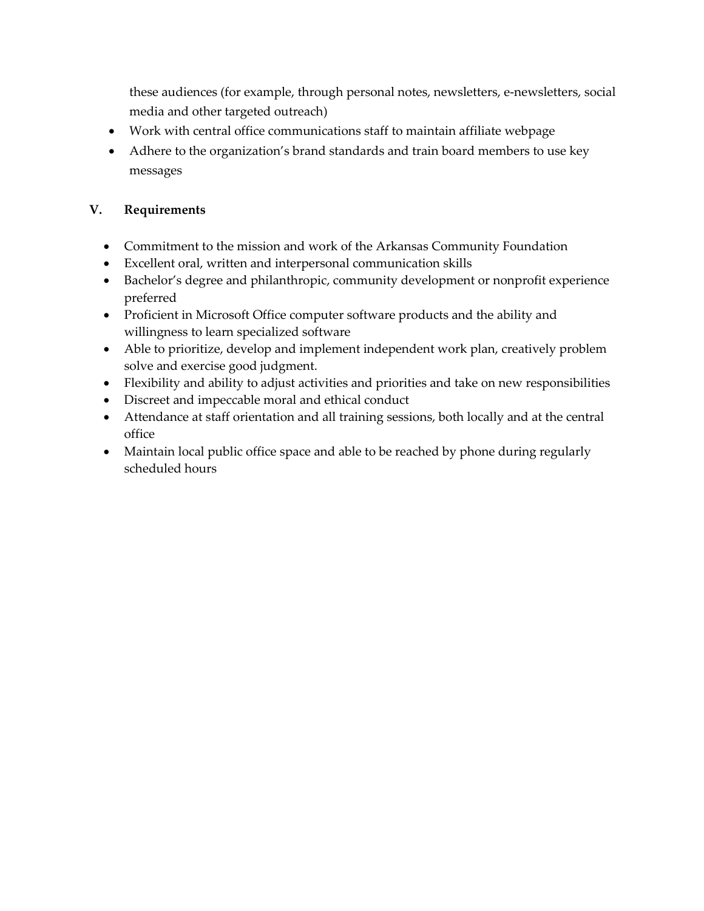these audiences (for example, through personal notes, newsletters, e-newsletters, social media and other targeted outreach)

- Work with central office communications staff to maintain affiliate webpage
- Adhere to the organization's brand standards and train board members to use key messages

## V. Requirements

- Commitment to the mission and work of the Arkansas Community Foundation
- Excellent oral, written and interpersonal communication skills
- Bachelor's degree and philanthropic, community development or nonprofit experience preferred
- Proficient in Microsoft Office computer software products and the ability and willingness to learn specialized software
- Able to prioritize, develop and implement independent work plan, creatively problem solve and exercise good judgment.
- Flexibility and ability to adjust activities and priorities and take on new responsibilities
- Discreet and impeccable moral and ethical conduct
- Attendance at staff orientation and all training sessions, both locally and at the central office
- Maintain local public office space and able to be reached by phone during regularly scheduled hours